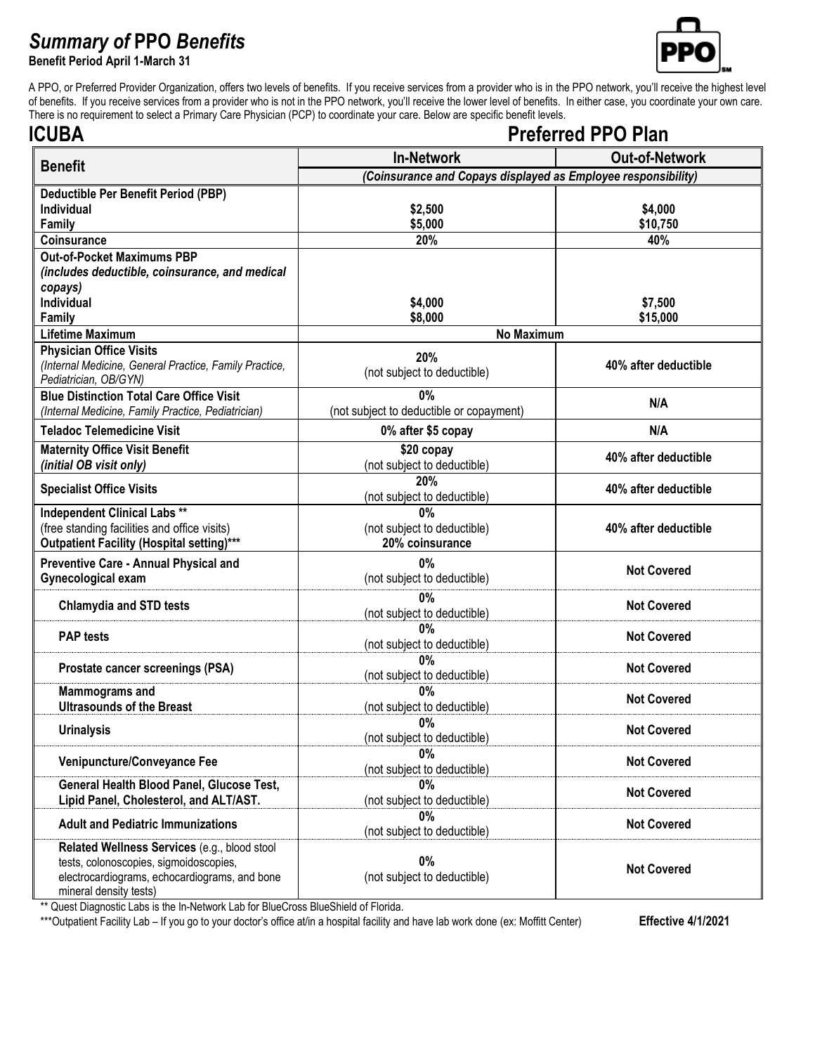# *Summary of* PPO *Benefits*

**Benefit Period April 1-March 31**

A PPO, or Preferred Provider Organization, offers two levels of benefits. If you receive services from a provider who is in the PPO network, you'll receive the highest level of benefits. If you receive services from a provider who is not in the PPO network, you'll receive the lower level of benefits. In either case, you coordinate your own care. There is no requirement to select a Primary Care Physician (PCP) to coordinate your care. Below are specific benefit levels.

## ICUBA — Preferred PPO Plan

| Benefit | In-Network | Out-of-Network |
|---|---|---|
| | *(Coinsurance and Copays displayed as Employee responsibility)* | |
| **Deductible Per Benefit Period (PBP)**<br>**Individual**<br>**Family** | **$2,500**<br>**$5,000** | **$4,000**<br>**$10,750** |
| **Coinsurance** | **20%** | **40%** |
| **Out-of-Pocket Maximums PBP**<br>***(includes deductible, coinsurance, and medical copays)***<br>**Individual**<br>**Family** | **$4,000**<br>**$8,000** | **$7,500**<br>**$15,000** |
| **Lifetime Maximum** | **No Maximum** | |
| **Physician Office Visits**<br>*(Internal Medicine, General Practice, Family Practice, Pediatrician, OB/GYN)* | **20%**<br>(not subject to deductible) | **40% after deductible** |
| **Blue Distinction Total Care Office Visit**<br>*(Internal Medicine, Family Practice, Pediatrician)* | **0%**<br>(not subject to deductible or copayment) | **N/A** |
| **Teladoc Telemedicine Visit** | **0% after $5 copay** | **N/A** |
| **Maternity Office Visit Benefit**<br>***(initial OB visit only)*** | **$20 copay**<br>(not subject to deductible) | **40% after deductible** |
| **Specialist Office Visits** | **20%**<br>(not subject to deductible) | **40% after deductible** |
| **Independent Clinical Labs \*\***<br>(free standing facilities and office visits)<br>**Outpatient Facility (Hospital setting)\*\*\*** | **0%**<br>(not subject to deductible)<br>**20% coinsurance** | **40% after deductible** |
| **Preventive Care - Annual Physical and Gynecological exam** | **0%**<br>(not subject to deductible) | **Not Covered** |
| **Chlamydia and STD tests** | **0%**<br>(not subject to deductible) | **Not Covered** |
| **PAP tests** | **0%**<br>(not subject to deductible) | **Not Covered** |
| **Prostate cancer screenings (PSA)** | **0%**<br>(not subject to deductible) | **Not Covered** |
| **Mammograms and Ultrasounds of the Breast** | **0%**<br>(not subject to deductible) | **Not Covered** |
| **Urinalysis** | **0%**<br>(not subject to deductible) | **Not Covered** |
| **Venipuncture/Conveyance Fee** | **0%**<br>(not subject to deductible) | **Not Covered** |
| **General Health Blood Panel, Glucose Test, Lipid Panel, Cholesterol, and ALT/AST.** | **0%**<br>(not subject to deductible) | **Not Covered** |
| **Adult and Pediatric Immunizations** | **0%**<br>(not subject to deductible) | **Not Covered** |
| **Related Wellness Services** (e.g., blood stool tests, colonoscopies, sigmoidoscopies, electrocardiograms, echocardiograms, and bone mineral density tests) | **0%**<br>(not subject to deductible) | **Not Covered** |

\*\* Quest Diagnostic Labs is the In-Network Lab for BlueCross BlueShield of Florida.

\*\*\*Outpatient Facility Lab – If you go to your doctor's office at/in a hospital facility and have lab work done (ex: Moffitt Center)

**Effective 4/1/2021**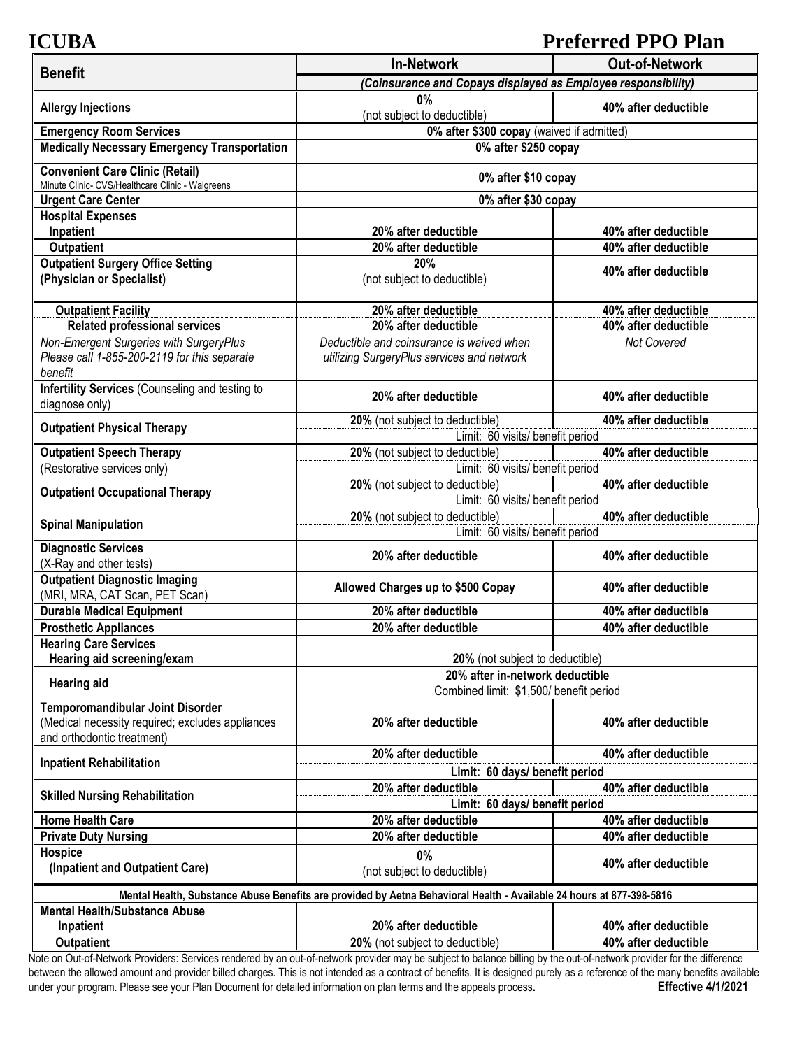# ICUBA

# Preferred PPO Plan

| Benefit | In-Network | Out-of-Network |
|---|---|---|
| | *(Coinsurance and Copays displayed as Employee responsibility)* | |
| **Allergy Injections** | **0%** (not subject to deductible) | **40% after deductible** |
| **Emergency Room Services** | **0% after $300 copay** (waived if admitted) | |
| **Medically Necessary Emergency Transportation** | **0% after $250 copay** | |
| **Convenient Care Clinic (Retail)** Minute Clinic- CVS/Healthcare Clinic - Walgreens | **0% after $10 copay** | |
| **Urgent Care Center** | **0% after $30 copay** | |
| **Hospital Expenses** | | |
| **Inpatient** | **20% after deductible** | **40% after deductible** |
| **Outpatient** | **20% after deductible** | **40% after deductible** |
| **Outpatient Surgery Office Setting (Physician or Specialist)** | **20%** (not subject to deductible) | **40% after deductible** |
| **Outpatient Facility** | **20% after deductible** | **40% after deductible** |
| **Related professional services** | **20% after deductible** | **40% after deductible** |
| *Non-Emergent Surgeries with SurgeryPlus Please call 1-855-200-2119 for this separate benefit* | *Deductible and coinsurance is waived when utilizing SurgeryPlus services and network* | *Not Covered* |
| **Infertility Services** (Counseling and testing to diagnose only) | **20% after deductible** | **40% after deductible** |
| **Outpatient Physical Therapy** | **20%** (not subject to deductible) | **40% after deductible** |
| | Limit: 60 visits/ benefit period | |
| **Outpatient Speech Therapy** (Restorative services only) | **20%** (not subject to deductible) | **40% after deductible** |
| | Limit: 60 visits/ benefit period | |
| **Outpatient Occupational Therapy** | **20%** (not subject to deductible) | **40% after deductible** |
| | Limit: 60 visits/ benefit period | |
| **Spinal Manipulation** | **20%** (not subject to deductible) | **40% after deductible** |
| | Limit: 60 visits/ benefit period | |
| **Diagnostic Services** (X-Ray and other tests) | **20% after deductible** | **40% after deductible** |
| **Outpatient Diagnostic Imaging** (MRI, MRA, CAT Scan, PET Scan) | **Allowed Charges up to $500 Copay** | **40% after deductible** |
| **Durable Medical Equipment** | **20% after deductible** | **40% after deductible** |
| **Prosthetic Appliances** | **20% after deductible** | **40% after deductible** |
| **Hearing Care Services** | | |
| **Hearing aid screening/exam** | **20%** (not subject to deductible) | |
| **Hearing aid** | **20% after in-network deductible** | |
| | Combined limit: $1,500/ benefit period | |
| **Temporomandibular Joint Disorder** (Medical necessity required; excludes appliances and orthodontic treatment) | **20% after deductible** | **40% after deductible** |
| **Inpatient Rehabilitation** | **20% after deductible** | **40% after deductible** |
| | **Limit: 60 days/ benefit period** | |
| **Skilled Nursing Rehabilitation** | **20% after deductible** | **40% after deductible** |
| | **Limit: 60 days/ benefit period** | |
| **Home Health Care** | **20% after deductible** | **40% after deductible** |
| **Private Duty Nursing** | **20% after deductible** | **40% after deductible** |
| **Hospice (Inpatient and Outpatient Care)** | **0%** (not subject to deductible) | **40% after deductible** |
| **Mental Health, Substance Abuse Benefits are provided by Aetna Behavioral Health - Available 24 hours at 877-398-5816** | | |
| **Mental Health/Substance Abuse** | | |
| **Inpatient** | **20% after deductible** | **40% after deductible** |
| **Outpatient** | **20%** (not subject to deductible) | **40% after deductible** |

Note on Out-of-Network Providers: Services rendered by an out-of-network provider may be subject to balance billing by the out-of-network provider for the difference between the allowed amount and provider billed charges. This is not intended as a contract of benefits. It is designed purely as a reference of the many benefits available under your program. Please see your Plan Document for detailed information on plan terms and the appeals process. **Effective 4/1/2021**